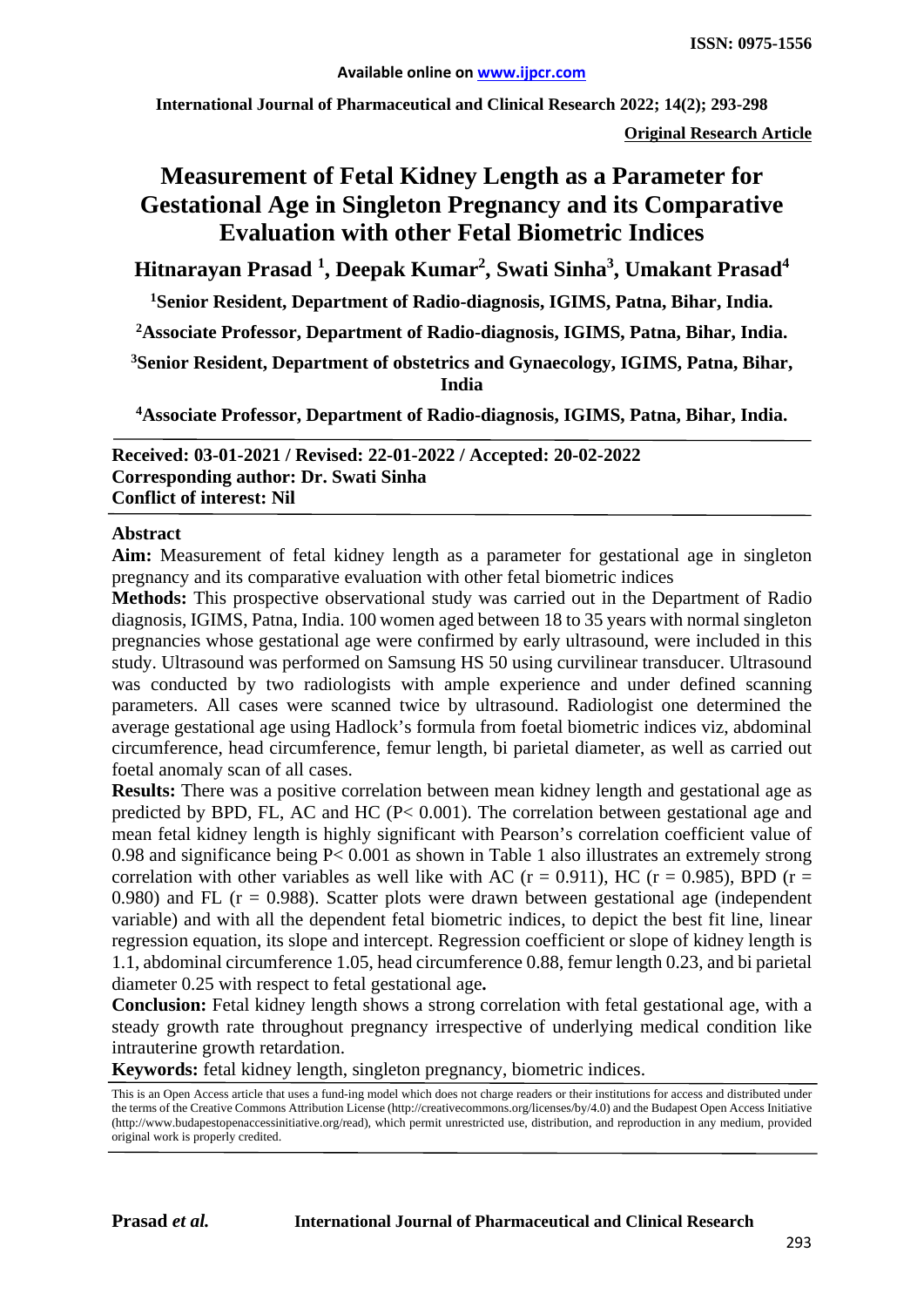**Original Research Article**

# Measurement of Fetal Kidney Length as a Parameter for Gestational Age in Singleton Pregnancy and its Comparative Evaluation with other Fetal Biometric Indices

**Hitnarayan Prasad [1], Deepak Kumar[2], Swati Sinha[3], Umakant Prasad[4]**

[1]**Senior Resident, Department of Radio-diagnosis, IGIMS, Patna, Bihar, India.**

[2]**Associate Professor, Department of Radio-diagnosis, IGIMS, Patna, Bihar, India.**

[3]**Senior Resident, Department of obstetrics and Gynaecology, IGIMS, Patna, Bihar, India**

[4]**Associate Professor, Department of Radio-diagnosis, IGIMS, Patna, Bihar, India.**

**Received: 03-01-2021 / Revised: 22-01-2022 / Accepted: 20-02-2022**
**Corresponding author: Dr. Swati Sinha**
**Conflict of interest: Nil**

## Abstract

**Aim:** Measurement of fetal kidney length as a parameter for gestational age in singleton pregnancy and its comparative evaluation with other fetal biometric indices

**Methods:** This prospective observational study was carried out in the Department of Radio diagnosis, IGIMS, Patna, India. 100 women aged between 18 to 35 years with normal singleton pregnancies whose gestational age were confirmed by early ultrasound, were included in this study. Ultrasound was performed on Samsung HS 50 using curvilinear transducer. Ultrasound was conducted by two radiologists with ample experience and under defined scanning parameters. All cases were scanned twice by ultrasound. Radiologist one determined the average gestational age using Hadlock's formula from foetal biometric indices viz, abdominal circumference, head circumference, femur length, bi parietal diameter, as well as carried out foetal anomaly scan of all cases.

**Results:** There was a positive correlation between mean kidney length and gestational age as predicted by BPD, FL, AC and HC ($P < 0.001$). The correlation between gestational age and mean fetal kidney length is highly significant with Pearson's correlation coefficient value of 0.98 and significance being $P < 0.001$ as shown in Table 1 also illustrates an extremely strong correlation with other variables as well like with AC ($r = 0.911$), HC ($r = 0.985$), BPD ($r = 0.980$) and FL ($r = 0.988$). Scatter plots were drawn between gestational age (independent variable) and with all the dependent fetal biometric indices, to depict the best fit line, linear regression equation, its slope and intercept. Regression coefficient or slope of kidney length is 1.1, abdominal circumference 1.05, head circumference 0.88, femur length 0.23, and bi parietal diameter 0.25 with respect to fetal gestational age**.**

**Conclusion:** Fetal kidney length shows a strong correlation with fetal gestational age, with a steady growth rate throughout pregnancy irrespective of underlying medical condition like intrauterine growth retardation.

**Keywords:** fetal kidney length, singleton pregnancy, biometric indices.

This is an Open Access article that uses a fund-ing model which does not charge readers or their institutions for access and distributed under the terms of the Creative Commons Attribution License (http://creativecommons.org/licenses/by/4.0) and the Budapest Open Access Initiative (http://www.budapestopenaccessinitiative.org/read), which permit unrestricted use, distribution, and reproduction in any medium, provided original work is properly credited.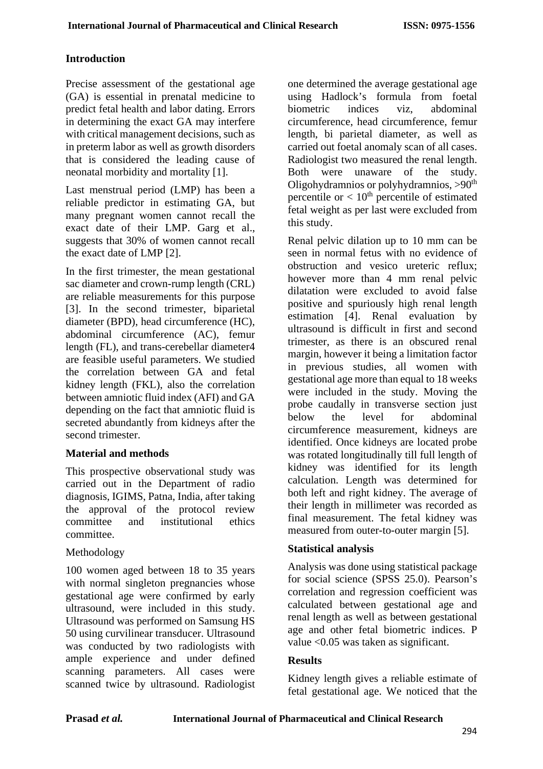## Introduction

Precise assessment of the gestational age (GA) is essential in prenatal medicine to predict fetal health and labor dating. Errors in determining the exact GA may interfere with critical management decisions, such as in preterm labor as well as growth disorders that is considered the leading cause of neonatal morbidity and mortality [1].

Last menstrual period (LMP) has been a reliable predictor in estimating GA, but many pregnant women cannot recall the exact date of their LMP. Garg et al., suggests that 30% of women cannot recall the exact date of LMP [2].

In the first trimester, the mean gestational sac diameter and crown-rump length (CRL) are reliable measurements for this purpose [3]. In the second trimester, biparietal diameter (BPD), head circumference (HC), abdominal circumference (AC), femur length (FL), and trans-cerebellar diameter4 are feasible useful parameters. We studied the correlation between GA and fetal kidney length (FKL), also the correlation between amniotic fluid index (AFI) and GA depending on the fact that amniotic fluid is secreted abundantly from kidneys after the second trimester.

## Material and methods

This prospective observational study was carried out in the Department of radio diagnosis, IGIMS, Patna, India, after taking the approval of the protocol review committee and institutional ethics committee.

Methodology

100 women aged between 18 to 35 years with normal singleton pregnancies whose gestational age were confirmed by early ultrasound, were included in this study. Ultrasound was performed on Samsung HS 50 using curvilinear transducer. Ultrasound was conducted by two radiologists with ample experience and under defined scanning parameters. All cases were scanned twice by ultrasound. Radiologist one determined the average gestational age using Hadlock's formula from foetal biometric indices viz, abdominal circumference, head circumference, femur length, bi parietal diameter, as well as carried out foetal anomaly scan of all cases. Radiologist two measured the renal length. Both were unaware of the study. Oligohydramnios or polyhydramnios, >90$^{th}$ percentile or < 10$^{th}$ percentile of estimated fetal weight as per last were excluded from this study.

Renal pelvic dilation up to 10 mm can be seen in normal fetus with no evidence of obstruction and vesico ureteric reflux; however more than 4 mm renal pelvic dilatation were excluded to avoid false positive and spuriously high renal length estimation [4]. Renal evaluation by ultrasound is difficult in first and second trimester, as there is an obscured renal margin, however it being a limitation factor in previous studies, all women with gestational age more than equal to 18 weeks were included in the study. Moving the probe caudally in transverse section just below the level for abdominal circumference measurement, kidneys are identified. Once kidneys are located probe was rotated longitudinally till full length of kidney was identified for its length calculation. Length was determined for both left and right kidney. The average of their length in millimeter was recorded as final measurement. The fetal kidney was measured from outer-to-outer margin [5].

## Statistical analysis

Analysis was done using statistical package for social science (SPSS 25.0). Pearson's correlation and regression coefficient was calculated between gestational age and renal length as well as between gestational age and other fetal biometric indices. P value <0.05 was taken as significant.

## Results

Kidney length gives a reliable estimate of fetal gestational age. We noticed that the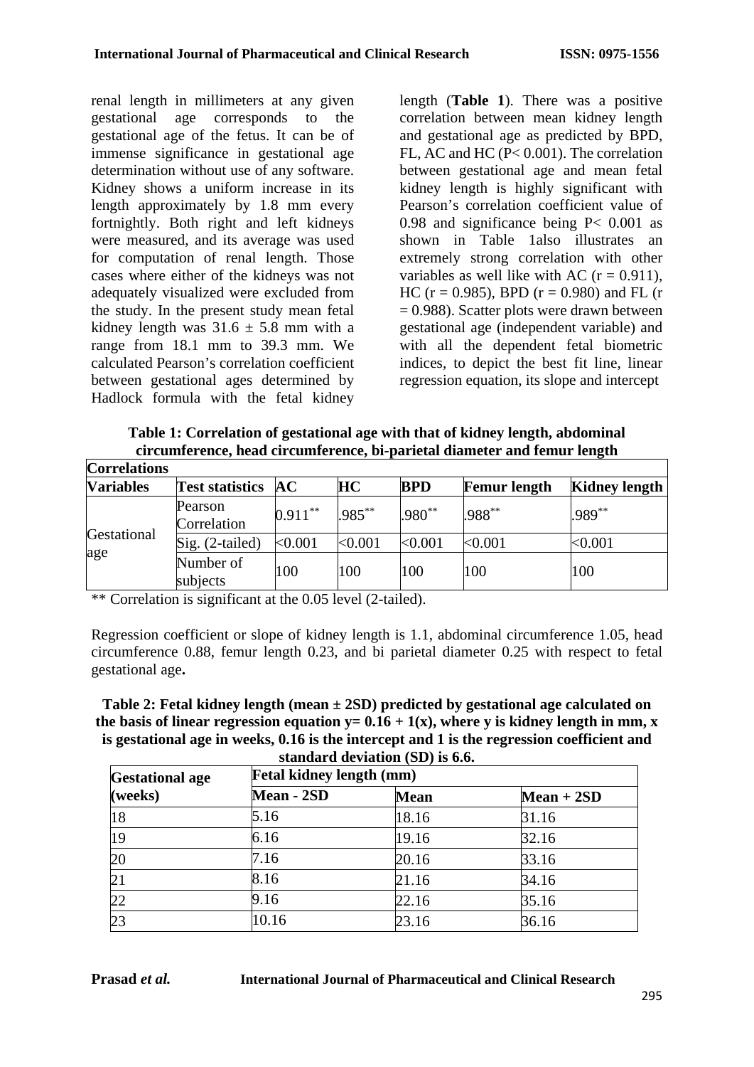renal length in millimeters at any given gestational age corresponds to the gestational age of the fetus. It can be of immense significance in gestational age determination without use of any software. Kidney shows a uniform increase in its length approximately by 1.8 mm every fortnightly. Both right and left kidneys were measured, and its average was used for computation of renal length. Those cases where either of the kidneys was not adequately visualized were excluded from the study. In the present study mean fetal kidney length was 31.6 ± 5.8 mm with a range from 18.1 mm to 39.3 mm. We calculated Pearson's correlation coefficient between gestational ages determined by Hadlock formula with the fetal kidney length (**Table 1**). There was a positive correlation between mean kidney length and gestational age as predicted by BPD, FL, AC and HC ($P < 0.001$). The correlation between gestational age and mean fetal kidney length is highly significant with Pearson's correlation coefficient value of 0.98 and significance being $P < 0.001$ as shown in Table 1also illustrates an extremely strong correlation with other variables as well like with AC ($r = 0.911$), HC ($r = 0.985$), BPD ($r = 0.980$) and FL ($r = 0.988$). Scatter plots were drawn between gestational age (independent variable) and with all the dependent fetal biometric indices, to depict the best fit line, linear regression equation, its slope and intercept

**Table 1: Correlation of gestational age with that of kidney length, abdominal circumference, head circumference, bi-parietal diameter and femur length**

| **Correlations** | | | | | | |
|---|---|---|---|---|---|---|
| **Variables** | **Test statistics** | **AC** | **HC** | **BPD** | **Femur length** | **Kidney length** |
| Gestational age | Pearson Correlation | 0.911** | .985** | .980** | .988** | .989** |
| | Sig. (2-tailed) | <0.001 | <0.001 | <0.001 | <0.001 | <0.001 |
| | Number of subjects | 100 | 100 | 100 | 100 | 100 |

** Correlation is significant at the 0.05 level (2-tailed).

Regression coefficient or slope of kidney length is 1.1, abdominal circumference 1.05, head circumference 0.88, femur length 0.23, and bi parietal diameter 0.25 with respect to fetal gestational age**.**

**Table 2: Fetal kidney length (mean ± 2SD) predicted by gestational age calculated on the basis of linear regression equation $y = 0.16 + 1(x)$, where y is kidney length in mm, x is gestational age in weeks, 0.16 is the intercept and 1 is the regression coefficient and standard deviation (SD) is 6.6.**

| **Gestational age (weeks)** | **Fetal kidney length (mm)** | | |
|---|---|---|---|
| | **Mean - 2SD** | **Mean** | **Mean + 2SD** |
| 18 | 5.16 | 18.16 | 31.16 |
| 19 | 6.16 | 19.16 | 32.16 |
| 20 | 7.16 | 20.16 | 33.16 |
| 21 | 8.16 | 21.16 | 34.16 |
| 22 | 9.16 | 22.16 | 35.16 |
| 23 | 10.16 | 23.16 | 36.16 |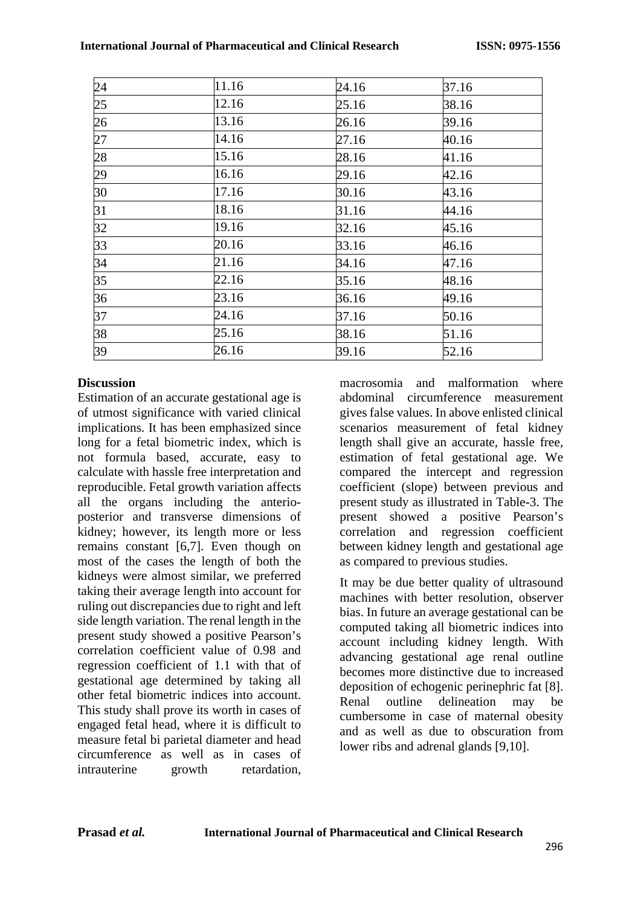| 24 | 11.16 | 24.16 | 37.16 |
|---|---|---|---|
| 25 | 12.16 | 25.16 | 38.16 |
| 26 | 13.16 | 26.16 | 39.16 |
| 27 | 14.16 | 27.16 | 40.16 |
| 28 | 15.16 | 28.16 | 41.16 |
| 29 | 16.16 | 29.16 | 42.16 |
| 30 | 17.16 | 30.16 | 43.16 |
| 31 | 18.16 | 31.16 | 44.16 |
| 32 | 19.16 | 32.16 | 45.16 |
| 33 | 20.16 | 33.16 | 46.16 |
| 34 | 21.16 | 34.16 | 47.16 |
| 35 | 22.16 | 35.16 | 48.16 |
| 36 | 23.16 | 36.16 | 49.16 |
| 37 | 24.16 | 37.16 | 50.16 |
| 38 | 25.16 | 38.16 | 51.16 |
| 39 | 26.16 | 39.16 | 52.16 |

## Discussion

Estimation of an accurate gestational age is of utmost significance with varied clinical implications. It has been emphasized since long for a fetal biometric index, which is not formula based, accurate, easy to calculate with hassle free interpretation and reproducible. Fetal growth variation affects all the organs including the anterio-posterior and transverse dimensions of kidney; however, its length more or less remains constant [6,7]. Even though on most of the cases the length of both the kidneys were almost similar, we preferred taking their average length into account for ruling out discrepancies due to right and left side length variation. The renal length in the present study showed a positive Pearson's correlation coefficient value of 0.98 and regression coefficient of 1.1 with that of gestational age determined by taking all other fetal biometric indices into account. This study shall prove its worth in cases of engaged fetal head, where it is difficult to measure fetal bi parietal diameter and head circumference as well as in cases of intrauterine growth retardation, macrosomia and malformation where abdominal circumference measurement gives false values. In above enlisted clinical scenarios measurement of fetal kidney length shall give an accurate, hassle free, estimation of fetal gestational age. We compared the intercept and regression coefficient (slope) between previous and present study as illustrated in Table-3. The present showed a positive Pearson's correlation and regression coefficient between kidney length and gestational age as compared to previous studies.

It may be due better quality of ultrasound machines with better resolution, observer bias. In future an average gestational can be computed taking all biometric indices into account including kidney length. With advancing gestational age renal outline becomes more distinctive due to increased deposition of echogenic perinephric fat [8]. Renal outline delineation may be cumbersome in case of maternal obesity and as well as due to obscuration from lower ribs and adrenal glands [9,10].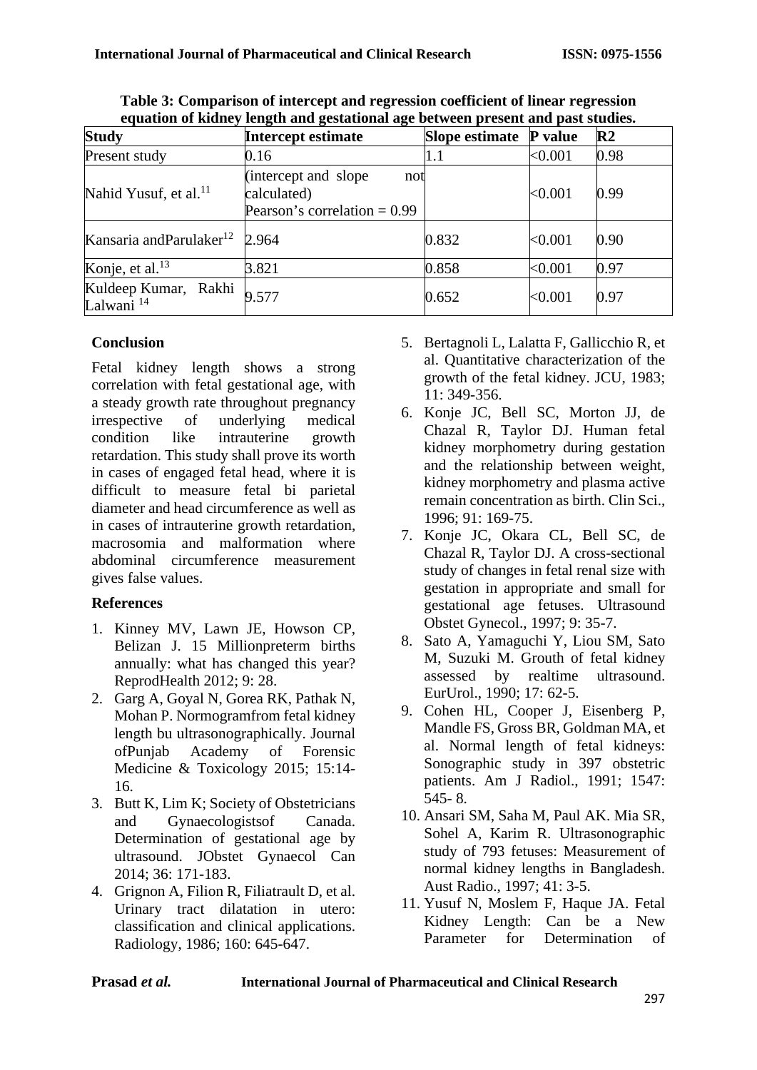**Table 3: Comparison of intercept and regression coefficient of linear regression equation of kidney length and gestational age between present and past studies.**

| Study | Intercept estimate | Slope estimate | P value | R2 |
|---|---|---|---|---|
| Present study | 0.16 | 1.1 | <0.001 | 0.98 |
| Nahid Yusuf, et al.[11] | (intercept and slope not calculated) Pearson's correlation = 0.99 | | <0.001 | 0.99 |
| Kansaria andParulaker[12] | 2.964 | 0.832 | <0.001 | 0.90 |
| Konje, et al.[13] | 3.821 | 0.858 | <0.001 | 0.97 |
| Kuldeep Kumar, Rakhi Lalwani [14] | 9.577 | 0.652 | <0.001 | 0.97 |

## Conclusion

Fetal kidney length shows a strong correlation with fetal gestational age, with a steady growth rate throughout pregnancy irrespective of underlying medical condition like intrauterine growth retardation. This study shall prove its worth in cases of engaged fetal head, where it is difficult to measure fetal bi parietal diameter and head circumference as well as in cases of intrauterine growth retardation, macrosomia and malformation where abdominal circumference measurement gives false values.

## References

1. Kinney MV, Lawn JE, Howson CP, Belizan J. 15 Millionpreterm births annually: what has changed this year? ReprodHealth 2012; 9: 28.
2. Garg A, Goyal N, Gorea RK, Pathak N, Mohan P. Normogramfrom fetal kidney length bu ultrasonographically. Journal ofPunjab Academy of Forensic Medicine & Toxicology 2015; 15:14-16.
3. Butt K, Lim K; Society of Obstetricians and Gynaecologistsof Canada. Determination of gestational age by ultrasound. JObstet Gynaecol Can 2014; 36: 171-183.
4. Grignon A, Filion R, Filiatrault D, et al. Urinary tract dilatation in utero: classification and clinical applications. Radiology, 1986; 160: 645-647.
5. Bertagnoli L, Lalatta F, Gallicchio R, et al. Quantitative characterization of the growth of the fetal kidney. JCU, 1983; 11: 349-356.
6. Konje JC, Bell SC, Morton JJ, de Chazal R, Taylor DJ. Human fetal kidney morphometry during gestation and the relationship between weight, kidney morphometry and plasma active remain concentration as birth. Clin Sci., 1996; 91: 169-75.
7. Konje JC, Okara CL, Bell SC, de Chazal R, Taylor DJ. A cross-sectional study of changes in fetal renal size with gestation in appropriate and small for gestational age fetuses. Ultrasound Obstet Gynecol., 1997; 9: 35-7.
8. Sato A, Yamaguchi Y, Liou SM, Sato M, Suzuki M. Grouth of fetal kidney assessed by realtime ultrasound. EurUrol., 1990; 17: 62-5.
9. Cohen HL, Cooper J, Eisenberg P, Mandle FS, Gross BR, Goldman MA, et al. Normal length of fetal kidneys: Sonographic study in 397 obstetric patients. Am J Radiol., 1991; 1547: 545- 8.
10. Ansari SM, Saha M, Paul AK. Mia SR, Sohel A, Karim R. Ultrasonographic study of 793 fetuses: Measurement of normal kidney lengths in Bangladesh. Aust Radio., 1997; 41: 3-5.
11. Yusuf N, Moslem F, Haque JA. Fetal Kidney Length: Can be a New Parameter for Determination of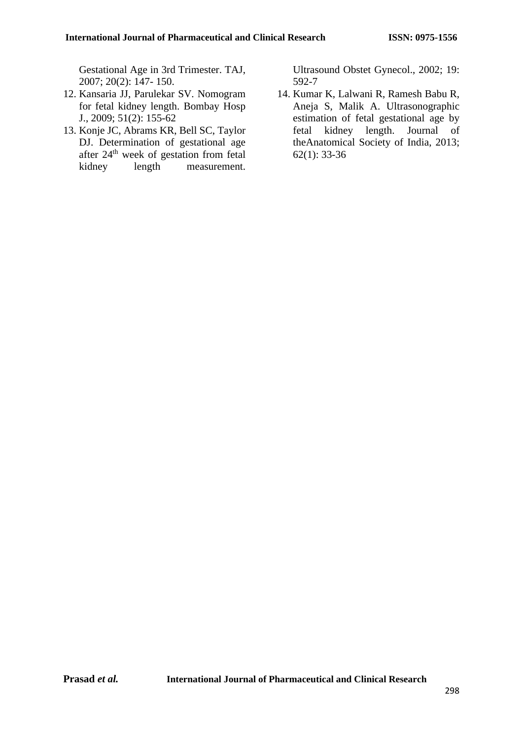Gestational Age in 3rd Trimester. TAJ, 2007; 20(2): 147- 150.

12. Kansaria JJ, Parulekar SV. Nomogram for fetal kidney length. Bombay Hosp J., 2009; 51(2): 155-62
13. Konje JC, Abrams KR, Bell SC, Taylor DJ. Determination of gestational age after 24th week of gestation from fetal kidney length measurement. Ultrasound Obstet Gynecol., 2002; 19: 592-7
14. Kumar K, Lalwani R, Ramesh Babu R, Aneja S, Malik A. Ultrasonographic estimation of fetal gestational age by fetal kidney length. Journal of theAnatomical Society of India, 2013; 62(1): 33-36